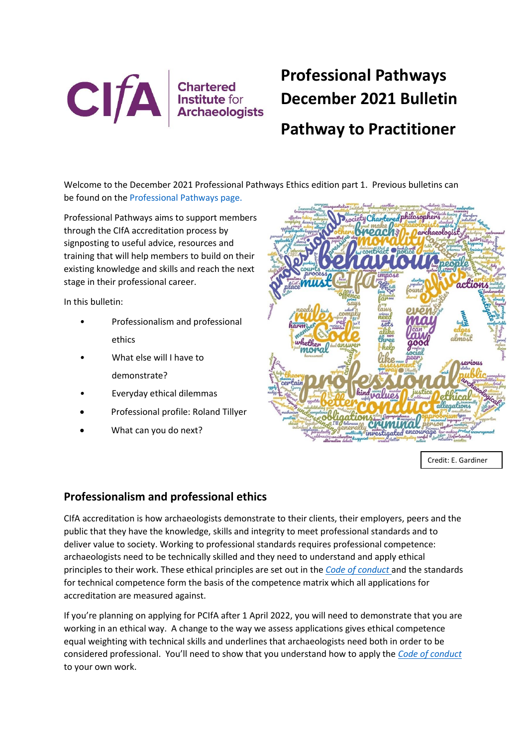# Professional Pathways December 2021 Bulletin

## Pathway to Practitioner

Welcome to the December 2021 Professional Pathways Ethics edition part 1. Previous bulletins can be found on the Professional Pathways page.

Professional Pathways aims to support members through the CIfA accreditation process by signposting to useful advice, resources and training that will help members to build on their existing knowledge and skills and reach the next stage in their professional career.

In this bulletin:

- Professionalism and professional ethics
- What else will I have to demonstrate?
- Everyday ethical dilemmas
- Professional profile: Roland Tillyer
- What can you do next?

Credit: E. Gardiner

## Professionalism and professional ethics

CIfA accreditation is how archaeologists demonstrate to their clients, their employers, peers and the public that they have the knowledge, skills and integrity to meet professional standards and to deliver value to society. Working to professional standards requires professional competence: archaeologists need to be technically skilled and they need to understand and apply ethical principles to their work. These ethical principles are set out in the *Code of conduct* and the standards for technical competence form the basis of the competence matrix which all applications for accreditation are measured against.

If you're planning on applying for PCIfA after 1 April 2022, you will need to demonstrate that you are working in an ethical way. A change to the way we assess applications gives ethical competence equal weighting with technical skills and underlines that archaeologists need both in order to be considered professional. You'll need to show that you understand how to apply the *Code of conduct* to your own work.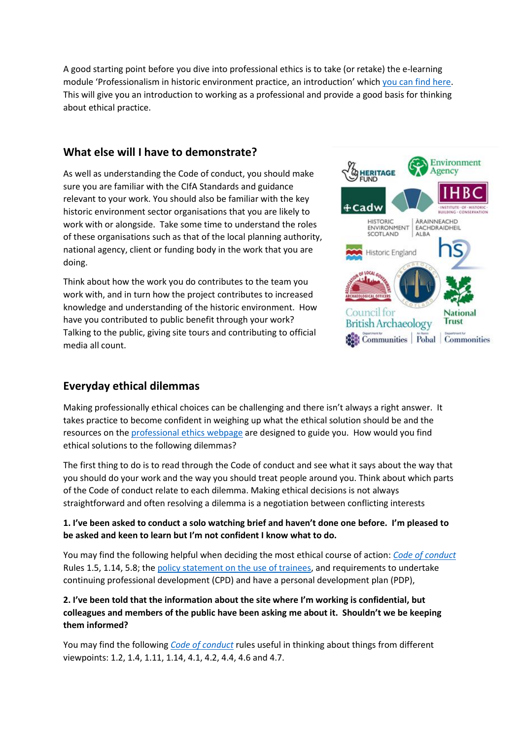A good starting point before you dive into professional ethics is to take (or retake) the e-learning module 'Professionalism in historic environment practice, an introduction' which you can find here. This will give you an introduction to working as a professional and provide a good basis for thinking about ethical practice.

## What else will I have to demonstrate?

As well as understanding the Code of conduct, you should make sure you are familiar with the CIfA Standards and guidance relevant to your work. You should also be familiar with the key historic environment sector organisations that you are likely to work with or alongside. Take some time to understand the roles of these organisations such as that of the local planning authority, national agency, client or funding body in the work that you are doing.

Think about how the work you do contributes to the team you work with, and in turn how the project contributes to increased knowledge and understanding of the historic environment. How have you contributed to public benefit through your work? Talking to the public, giving site tours and contributing to official media all count.

## Everyday ethical dilemmas

Making professionally ethical choices can be challenging and there isn't always a right answer. It takes practice to become confident in weighing up what the ethical solution should be and the resources on the professional ethics webpage are designed to guide you. How would you find ethical solutions to the following dilemmas?

The first thing to do is to read through the Code of conduct and see what it says about the way that you should do your work and the way you should treat people around you. Think about which parts of the Code of conduct relate to each dilemma. Making ethical decisions is not always straightforward and often resolving a dilemma is a negotiation between conflicting interests

**1. I've been asked to conduct a solo watching brief and haven't done one before. I'm pleased to be asked and keen to learn but I'm not confident I know what to do.**

You may find the following helpful when deciding the most ethical course of action: *Code of conduct* Rules 1.5, 1.14, 5.8; the policy statement on the use of trainees, and requirements to undertake continuing professional development (CPD) and have a personal development plan (PDP),

**2. I've been told that the information about the site where I'm working is confidential, but colleagues and members of the public have been asking me about it. Shouldn't we be keeping them informed?**

You may find the following *Code of conduct* rules useful in thinking about things from different viewpoints: 1.2, 1.4, 1.11, 1.14, 4.1, 4.2, 4.4, 4.6 and 4.7.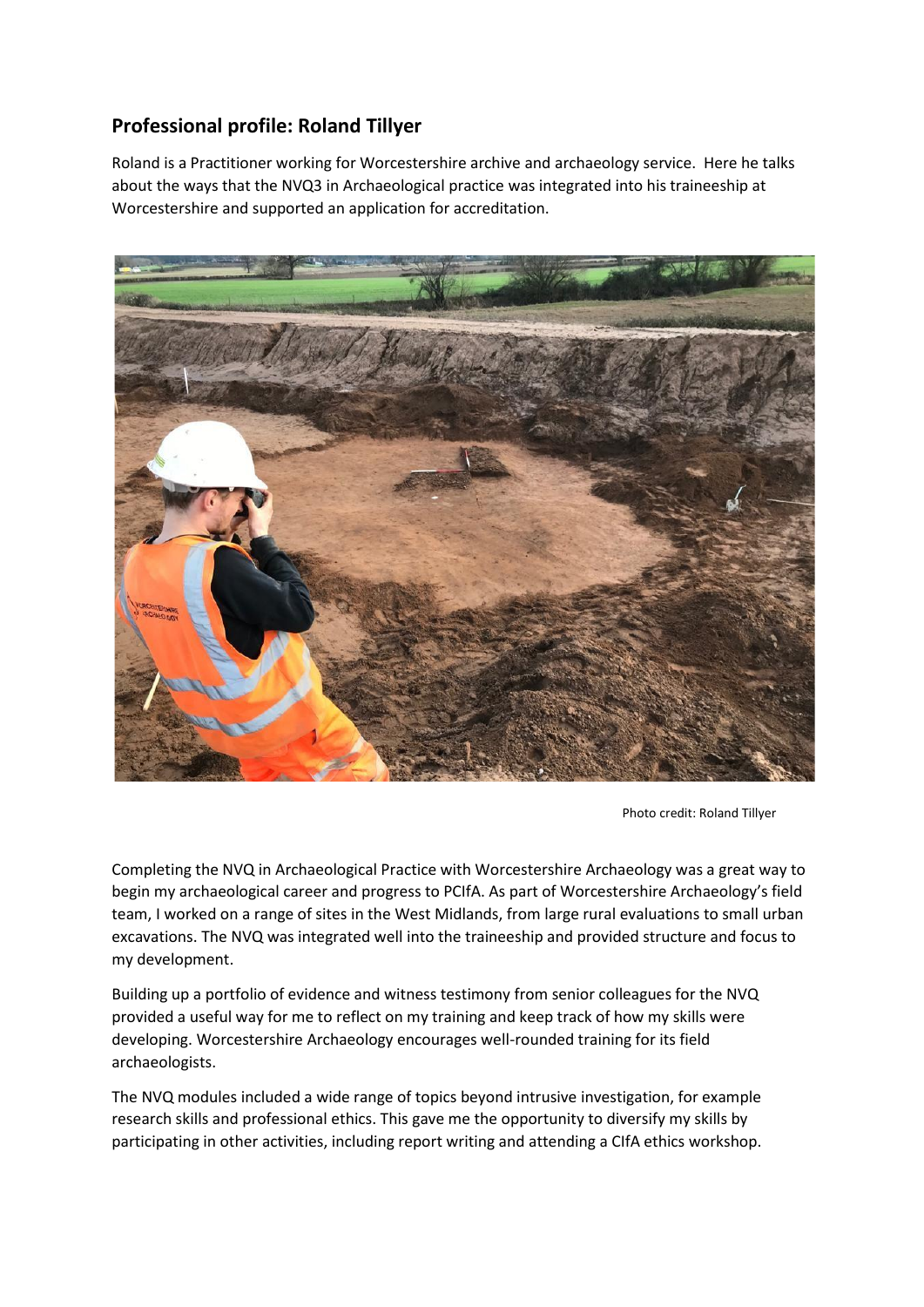## Professional profile: Roland Tillyer

Roland is a Practitioner working for Worcestershire archive and archaeology service. Here he talks about the ways that the NVQ3 in Archaeological practice was integrated into his traineeship at Worcestershire and supported an application for accreditation.

Photo credit: Roland Tillyer

Completing the NVQ in Archaeological Practice with Worcestershire Archaeology was a great way to begin my archaeological career and progress to PCIfA. As part of Worcestershire Archaeology's field team, I worked on a range of sites in the West Midlands, from large rural evaluations to small urban excavations. The NVQ was integrated well into the traineeship and provided structure and focus to my development.

Building up a portfolio of evidence and witness testimony from senior colleagues for the NVQ provided a useful way for me to reflect on my training and keep track of how my skills were developing. Worcestershire Archaeology encourages well-rounded training for its field archaeologists.

The NVQ modules included a wide range of topics beyond intrusive investigation, for example research skills and professional ethics. This gave me the opportunity to diversify my skills by participating in other activities, including report writing and attending a CIfA ethics workshop.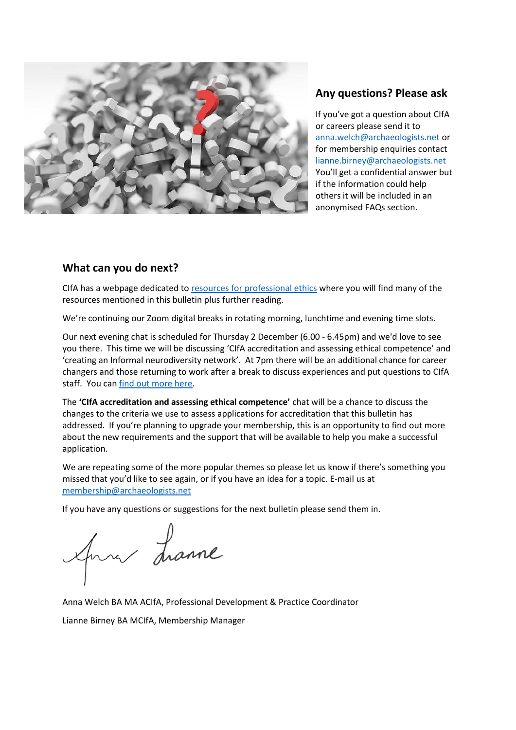## Any questions? Please ask

If you've got a question about CIfA or careers please send it to anna.welch@archaeologists.net or for membership enquiries contact lianne.birney@archaeologists.net You'll get a confidential answer but if the information could help others it will be included in an anonymised FAQs section.

## What can you do next?

CIfA has a webpage dedicated to resources for professional ethics where you will find many of the resources mentioned in this bulletin plus further reading.

We're continuing our Zoom digital breaks in rotating morning, lunchtime and evening time slots.

Our next evening chat is scheduled for Thursday 2 December (6.00 - 6.45pm) and we'd love to see you there. This time we will be discussing 'CIfA accreditation and assessing ethical competence' and 'creating an Informal neurodiversity network'. At 7pm there will be an additional chance for career changers and those returning to work after a break to discuss experiences and put questions to CIfA staff. You can find out more here.

The **'CIfA accreditation and assessing ethical competence'** chat will be a chance to discuss the changes to the criteria we use to assess applications for accreditation that this bulletin has addressed. If you're planning to upgrade your membership, this is an opportunity to find out more about the new requirements and the support that will be available to help you make a successful application.

We are repeating some of the more popular themes so please let us know if there's something you missed that you'd like to see again, or if you have an idea for a topic. E-mail us at membership@archaeologists.net

If you have any questions or suggestions for the next bulletin please send them in.

Anna Welch BA MA ACIfA, Professional Development & Practice Coordinator

Lianne Birney BA MCIfA, Membership Manager